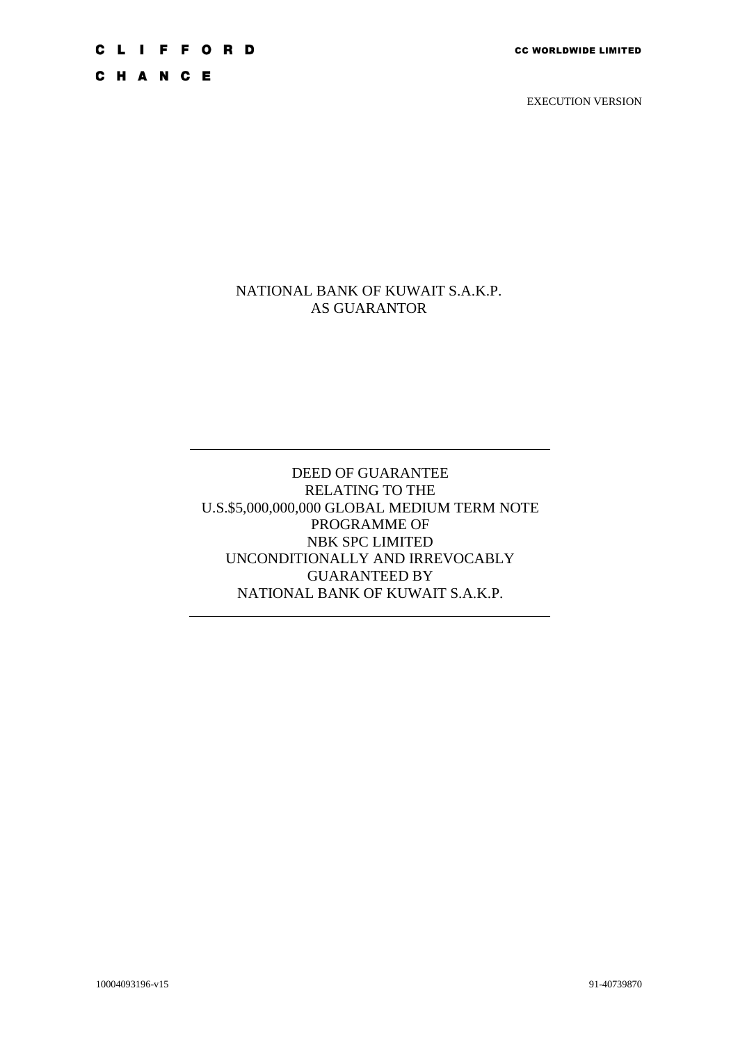CLIFFORD

CHANCE

CC WORLDWIDE LIMITED

EXECUTION VERSION

NATIONAL BANK OF KUWAIT S.A.K.P.
AS GUARANTOR

---

# DEED OF GUARANTEE
# RELATING TO THE
# U.S.$5,000,000,000 GLOBAL MEDIUM TERM NOTE PROGRAMME OF
# NBK SPC LIMITED
# UNCONDITIONALLY AND IRREVOCABLY GUARANTEED BY
# NATIONAL BANK OF KUWAIT S.A.K.P.

---

10004093196-v15

91-40739870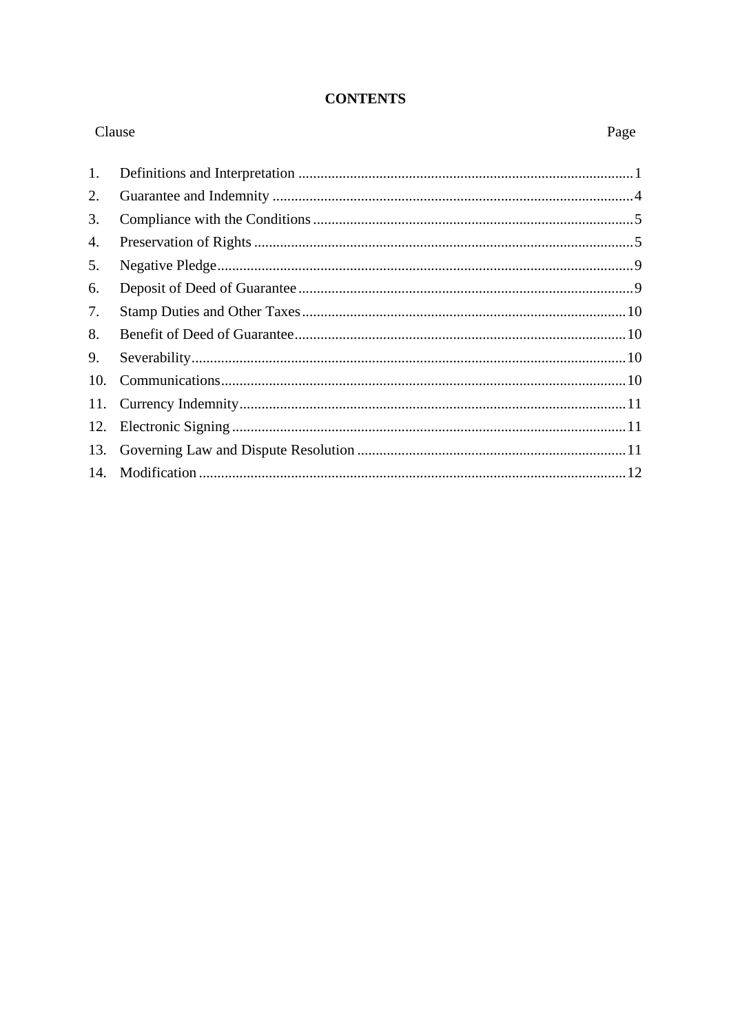**CONTENTS**

| Clause | | Page |
|---|---|---|
| 1. | Definitions and Interpretation | 1 |
| 2. | Guarantee and Indemnity | 4 |
| 3. | Compliance with the Conditions | 5 |
| 4. | Preservation of Rights | 5 |
| 5. | Negative Pledge | 9 |
| 6. | Deposit of Deed of Guarantee | 9 |
| 7. | Stamp Duties and Other Taxes | 10 |
| 8. | Benefit of Deed of Guarantee | 10 |
| 9. | Severability | 10 |
| 10. | Communications | 10 |
| 11. | Currency Indemnity | 11 |
| 12. | Electronic Signing | 11 |
| 13. | Governing Law and Dispute Resolution | 11 |
| 14. | Modification | 12 |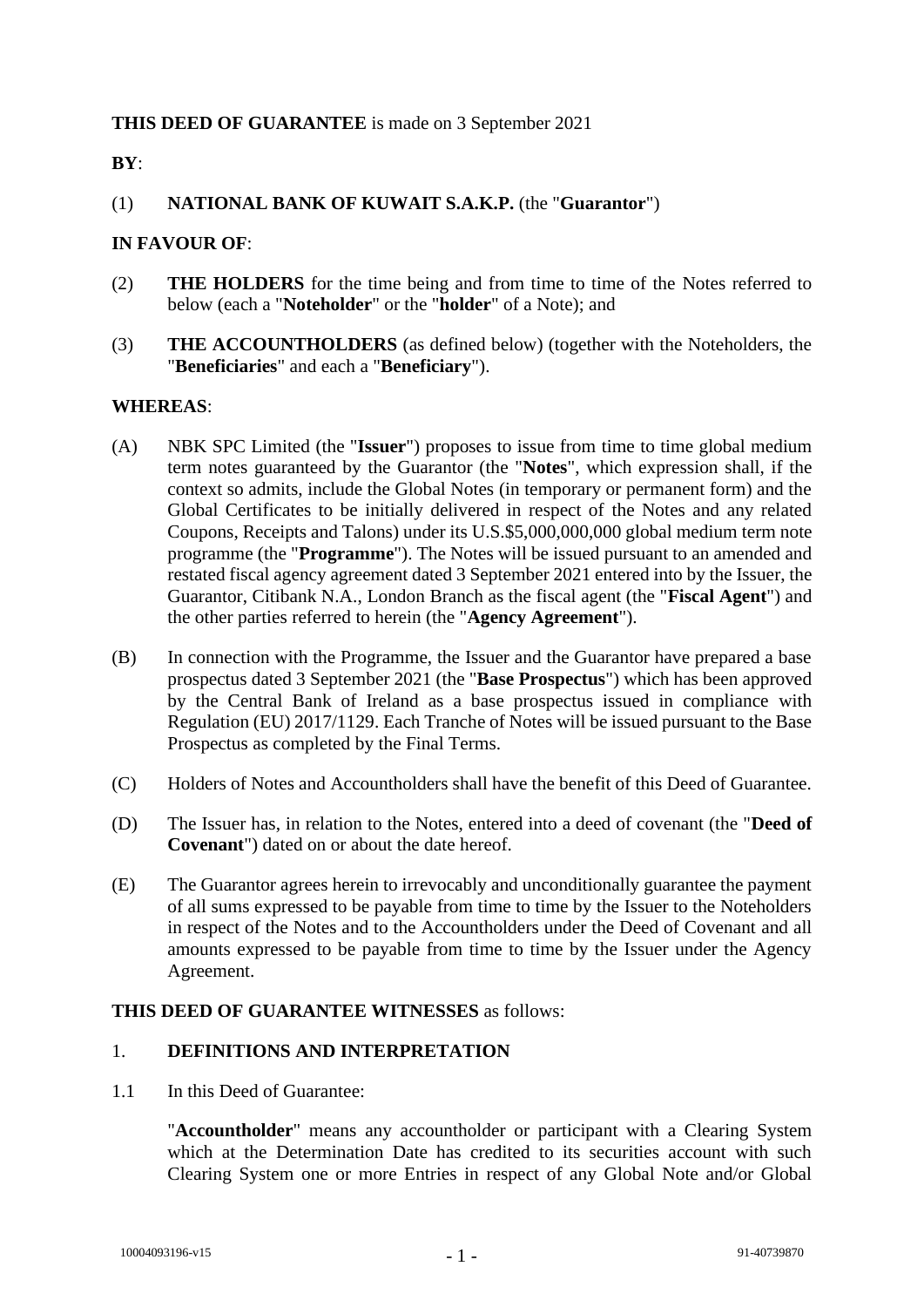**THIS DEED OF GUARANTEE** is made on 3 September 2021

**BY**:

(1) **NATIONAL BANK OF KUWAIT S.A.K.P.** (the "**Guarantor**")

**IN FAVOUR OF**:

(2) **THE HOLDERS** for the time being and from time to time of the Notes referred to below (each a "**Noteholder**" or the "**holder**" of a Note); and

(3) **THE ACCOUNTHOLDERS** (as defined below) (together with the Noteholders, the "**Beneficiaries**" and each a "**Beneficiary**").

**WHEREAS**:

(A) NBK SPC Limited (the "**Issuer**") proposes to issue from time to time global medium term notes guaranteed by the Guarantor (the "**Notes**", which expression shall, if the context so admits, include the Global Notes (in temporary or permanent form) and the Global Certificates to be initially delivered in respect of the Notes and any related Coupons, Receipts and Talons) under its U.S.$5,000,000,000 global medium term note programme (the "**Programme**"). The Notes will be issued pursuant to an amended and restated fiscal agency agreement dated 3 September 2021 entered into by the Issuer, the Guarantor, Citibank N.A., London Branch as the fiscal agent (the "**Fiscal Agent**") and the other parties referred to herein (the "**Agency Agreement**").

(B) In connection with the Programme, the Issuer and the Guarantor have prepared a base prospectus dated 3 September 2021 (the "**Base Prospectus**") which has been approved by the Central Bank of Ireland as a base prospectus issued in compliance with Regulation (EU) 2017/1129. Each Tranche of Notes will be issued pursuant to the Base Prospectus as completed by the Final Terms.

(C) Holders of Notes and Accountholders shall have the benefit of this Deed of Guarantee.

(D) The Issuer has, in relation to the Notes, entered into a deed of covenant (the "**Deed of Covenant**") dated on or about the date hereof.

(E) The Guarantor agrees herein to irrevocably and unconditionally guarantee the payment of all sums expressed to be payable from time to time by the Issuer to the Noteholders in respect of the Notes and to the Accountholders under the Deed of Covenant and all amounts expressed to be payable from time to time by the Issuer under the Agency Agreement.

**THIS DEED OF GUARANTEE WITNESSES** as follows:

## 1. DEFINITIONS AND INTERPRETATION

1.1 In this Deed of Guarantee:

"**Accountholder**" means any accountholder or participant with a Clearing System which at the Determination Date has credited to its securities account with such Clearing System one or more Entries in respect of any Global Note and/or Global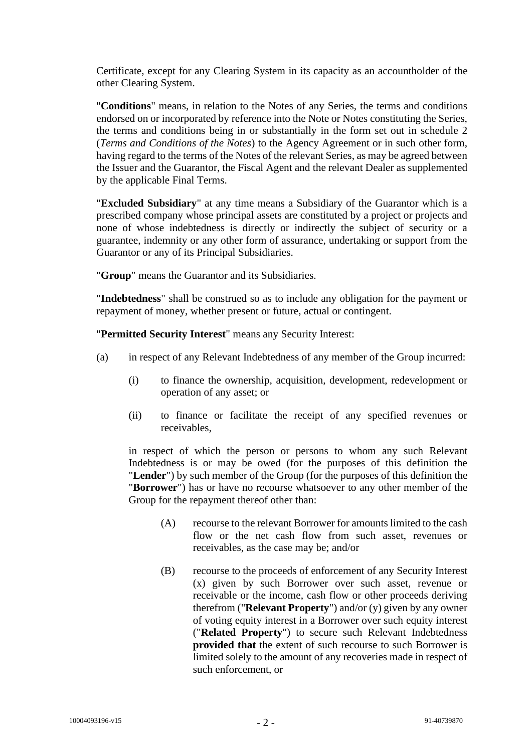Certificate, except for any Clearing System in its capacity as an accountholder of the other Clearing System.

"**Conditions**" means, in relation to the Notes of any Series, the terms and conditions endorsed on or incorporated by reference into the Note or Notes constituting the Series, the terms and conditions being in or substantially in the form set out in schedule 2 (*Terms and Conditions of the Notes*) to the Agency Agreement or in such other form, having regard to the terms of the Notes of the relevant Series, as may be agreed between the Issuer and the Guarantor, the Fiscal Agent and the relevant Dealer as supplemented by the applicable Final Terms.

"**Excluded Subsidiary**" at any time means a Subsidiary of the Guarantor which is a prescribed company whose principal assets are constituted by a project or projects and none of whose indebtedness is directly or indirectly the subject of security or a guarantee, indemnity or any other form of assurance, undertaking or support from the Guarantor or any of its Principal Subsidiaries.

"**Group**" means the Guarantor and its Subsidiaries.

"**Indebtedness**" shall be construed so as to include any obligation for the payment or repayment of money, whether present or future, actual or contingent.

"**Permitted Security Interest**" means any Security Interest:

(a) in respect of any Relevant Indebtedness of any member of the Group incurred:

 (i) to finance the ownership, acquisition, development, redevelopment or operation of any asset; or

 (ii) to finance or facilitate the receipt of any specified revenues or receivables,

 in respect of which the person or persons to whom any such Relevant Indebtedness is or may be owed (for the purposes of this definition the "**Lender**") by such member of the Group (for the purposes of this definition the "**Borrower**") has or have no recourse whatsoever to any other member of the Group for the repayment thereof other than:

  (A) recourse to the relevant Borrower for amounts limited to the cash flow or the net cash flow from such asset, revenues or receivables, as the case may be; and/or

  (B) recourse to the proceeds of enforcement of any Security Interest (x) given by such Borrower over such asset, revenue or receivable or the income, cash flow or other proceeds deriving therefrom ("**Relevant Property**") and/or (y) given by any owner of voting equity interest in a Borrower over such equity interest ("**Related Property**") to secure such Relevant Indebtedness **provided that** the extent of such recourse to such Borrower is limited solely to the amount of any recoveries made in respect of such enforcement, or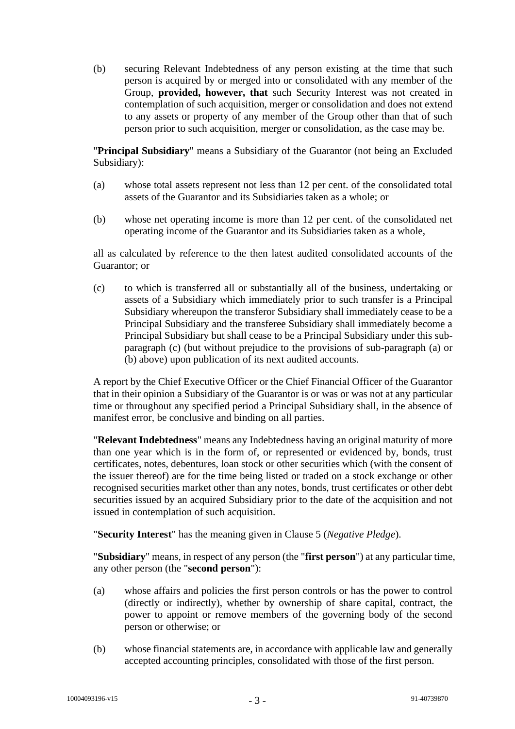(b) securing Relevant Indebtedness of any person existing at the time that such person is acquired by or merged into or consolidated with any member of the Group, **provided, however, that** such Security Interest was not created in contemplation of such acquisition, merger or consolidation and does not extend to any assets or property of any member of the Group other than that of such person prior to such acquisition, merger or consolidation, as the case may be.

"**Principal Subsidiary**" means a Subsidiary of the Guarantor (not being an Excluded Subsidiary):

(a) whose total assets represent not less than 12 per cent. of the consolidated total assets of the Guarantor and its Subsidiaries taken as a whole; or

(b) whose net operating income is more than 12 per cent. of the consolidated net operating income of the Guarantor and its Subsidiaries taken as a whole,

all as calculated by reference to the then latest audited consolidated accounts of the Guarantor; or

(c) to which is transferred all or substantially all of the business, undertaking or assets of a Subsidiary which immediately prior to such transfer is a Principal Subsidiary whereupon the transferor Subsidiary shall immediately cease to be a Principal Subsidiary and the transferee Subsidiary shall immediately become a Principal Subsidiary but shall cease to be a Principal Subsidiary under this sub-paragraph (c) (but without prejudice to the provisions of sub-paragraph (a) or (b) above) upon publication of its next audited accounts.

A report by the Chief Executive Officer or the Chief Financial Officer of the Guarantor that in their opinion a Subsidiary of the Guarantor is or was or was not at any particular time or throughout any specified period a Principal Subsidiary shall, in the absence of manifest error, be conclusive and binding on all parties.

"**Relevant Indebtedness**" means any Indebtedness having an original maturity of more than one year which is in the form of, or represented or evidenced by, bonds, trust certificates, notes, debentures, loan stock or other securities which (with the consent of the issuer thereof) are for the time being listed or traded on a stock exchange or other recognised securities market other than any notes, bonds, trust certificates or other debt securities issued by an acquired Subsidiary prior to the date of the acquisition and not issued in contemplation of such acquisition.

"**Security Interest**" has the meaning given in Clause 5 (*Negative Pledge*).

"**Subsidiary**" means, in respect of any person (the "**first person**") at any particular time, any other person (the "**second person**"):

(a) whose affairs and policies the first person controls or has the power to control (directly or indirectly), whether by ownership of share capital, contract, the power to appoint or remove members of the governing body of the second person or otherwise; or

(b) whose financial statements are, in accordance with applicable law and generally accepted accounting principles, consolidated with those of the first person.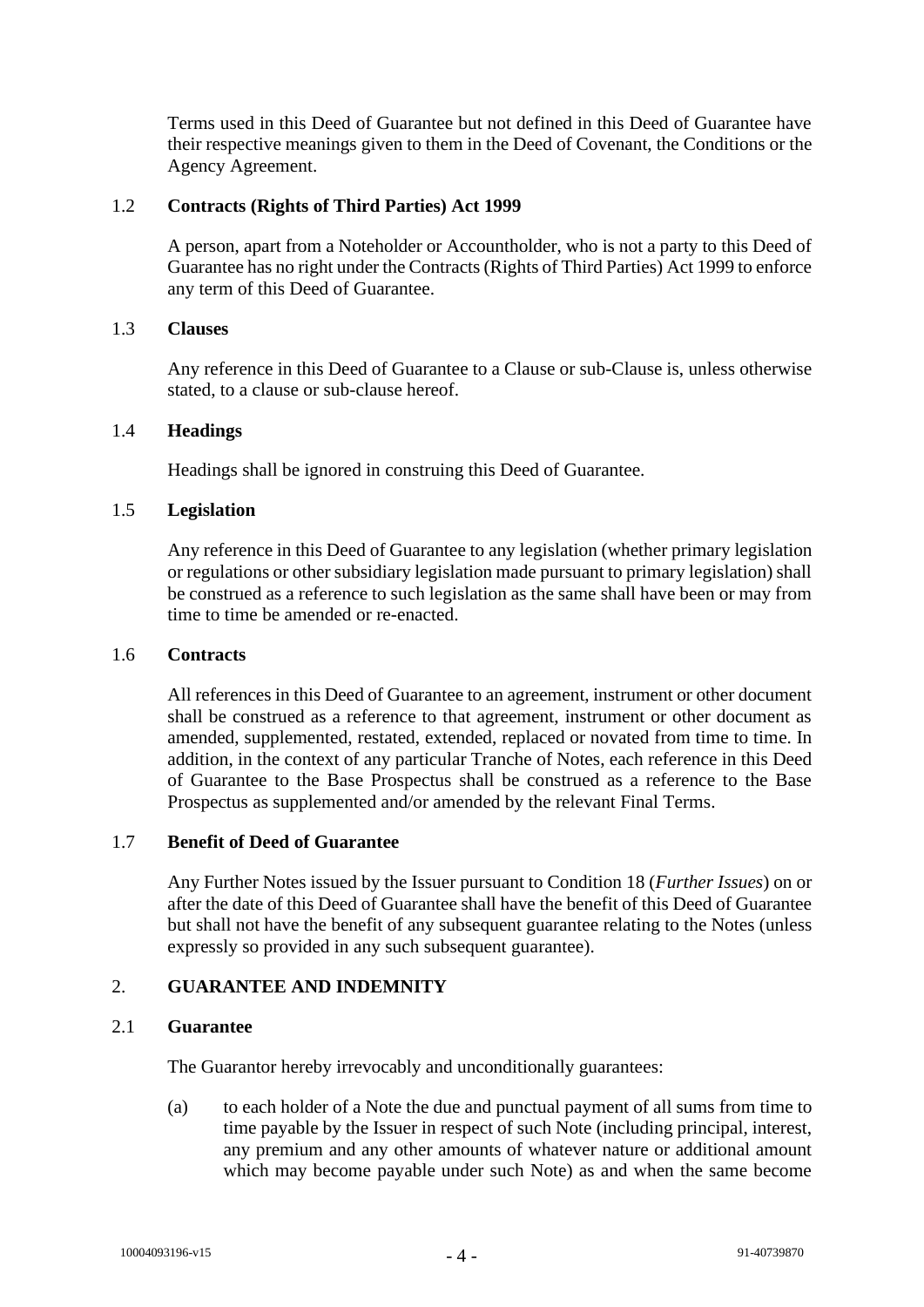Terms used in this Deed of Guarantee but not defined in this Deed of Guarantee have their respective meanings given to them in the Deed of Covenant, the Conditions or the Agency Agreement.

1.2 **Contracts (Rights of Third Parties) Act 1999**

A person, apart from a Noteholder or Accountholder, who is not a party to this Deed of Guarantee has no right under the Contracts (Rights of Third Parties) Act 1999 to enforce any term of this Deed of Guarantee.

1.3 **Clauses**

Any reference in this Deed of Guarantee to a Clause or sub-Clause is, unless otherwise stated, to a clause or sub-clause hereof.

1.4 **Headings**

Headings shall be ignored in construing this Deed of Guarantee.

1.5 **Legislation**

Any reference in this Deed of Guarantee to any legislation (whether primary legislation or regulations or other subsidiary legislation made pursuant to primary legislation) shall be construed as a reference to such legislation as the same shall have been or may from time to time be amended or re-enacted.

1.6 **Contracts**

All references in this Deed of Guarantee to an agreement, instrument or other document shall be construed as a reference to that agreement, instrument or other document as amended, supplemented, restated, extended, replaced or novated from time to time. In addition, in the context of any particular Tranche of Notes, each reference in this Deed of Guarantee to the Base Prospectus shall be construed as a reference to the Base Prospectus as supplemented and/or amended by the relevant Final Terms.

1.7 **Benefit of Deed of Guarantee**

Any Further Notes issued by the Issuer pursuant to Condition 18 (*Further Issues*) on or after the date of this Deed of Guarantee shall have the benefit of this Deed of Guarantee but shall not have the benefit of any subsequent guarantee relating to the Notes (unless expressly so provided in any such subsequent guarantee).

## 2. GUARANTEE AND INDEMNITY

2.1 **Guarantee**

The Guarantor hereby irrevocably and unconditionally guarantees:

(a) to each holder of a Note the due and punctual payment of all sums from time to time payable by the Issuer in respect of such Note (including principal, interest, any premium and any other amounts of whatever nature or additional amount which may become payable under such Note) as and when the same become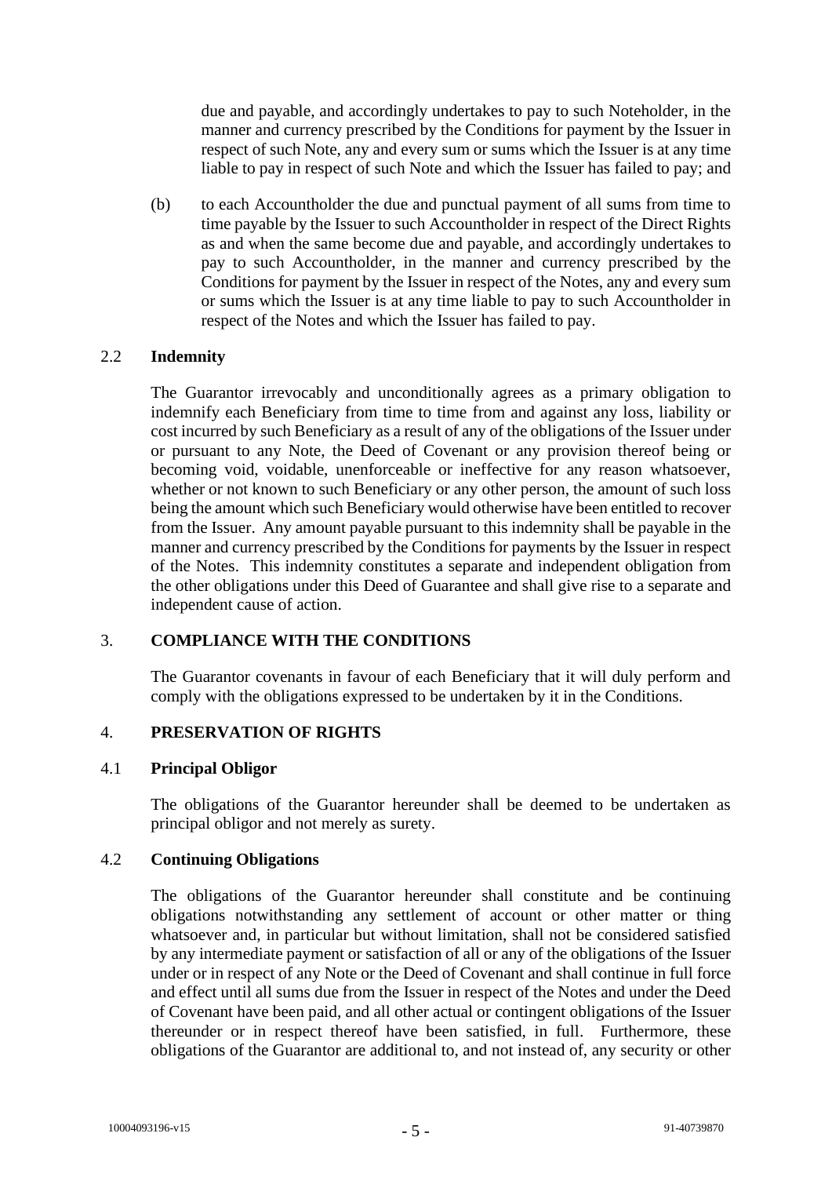due and payable, and accordingly undertakes to pay to such Noteholder, in the manner and currency prescribed by the Conditions for payment by the Issuer in respect of such Note, any and every sum or sums which the Issuer is at any time liable to pay in respect of such Note and which the Issuer has failed to pay; and

(b) to each Accountholder the due and punctual payment of all sums from time to time payable by the Issuer to such Accountholder in respect of the Direct Rights as and when the same become due and payable, and accordingly undertakes to pay to such Accountholder, in the manner and currency prescribed by the Conditions for payment by the Issuer in respect of the Notes, any and every sum or sums which the Issuer is at any time liable to pay to such Accountholder in respect of the Notes and which the Issuer has failed to pay.

### 2.2 Indemnity

The Guarantor irrevocably and unconditionally agrees as a primary obligation to indemnify each Beneficiary from time to time from and against any loss, liability or cost incurred by such Beneficiary as a result of any of the obligations of the Issuer under or pursuant to any Note, the Deed of Covenant or any provision thereof being or becoming void, voidable, unenforceable or ineffective for any reason whatsoever, whether or not known to such Beneficiary or any other person, the amount of such loss being the amount which such Beneficiary would otherwise have been entitled to recover from the Issuer. Any amount payable pursuant to this indemnity shall be payable in the manner and currency prescribed by the Conditions for payments by the Issuer in respect of the Notes. This indemnity constitutes a separate and independent obligation from the other obligations under this Deed of Guarantee and shall give rise to a separate and independent cause of action.

## 3. COMPLIANCE WITH THE CONDITIONS

The Guarantor covenants in favour of each Beneficiary that it will duly perform and comply with the obligations expressed to be undertaken by it in the Conditions.

## 4. PRESERVATION OF RIGHTS

### 4.1 Principal Obligor

The obligations of the Guarantor hereunder shall be deemed to be undertaken as principal obligor and not merely as surety.

### 4.2 Continuing Obligations

The obligations of the Guarantor hereunder shall constitute and be continuing obligations notwithstanding any settlement of account or other matter or thing whatsoever and, in particular but without limitation, shall not be considered satisfied by any intermediate payment or satisfaction of all or any of the obligations of the Issuer under or in respect of any Note or the Deed of Covenant and shall continue in full force and effect until all sums due from the Issuer in respect of the Notes and under the Deed of Covenant have been paid, and all other actual or contingent obligations of the Issuer thereunder or in respect thereof have been satisfied, in full. Furthermore, these obligations of the Guarantor are additional to, and not instead of, any security or other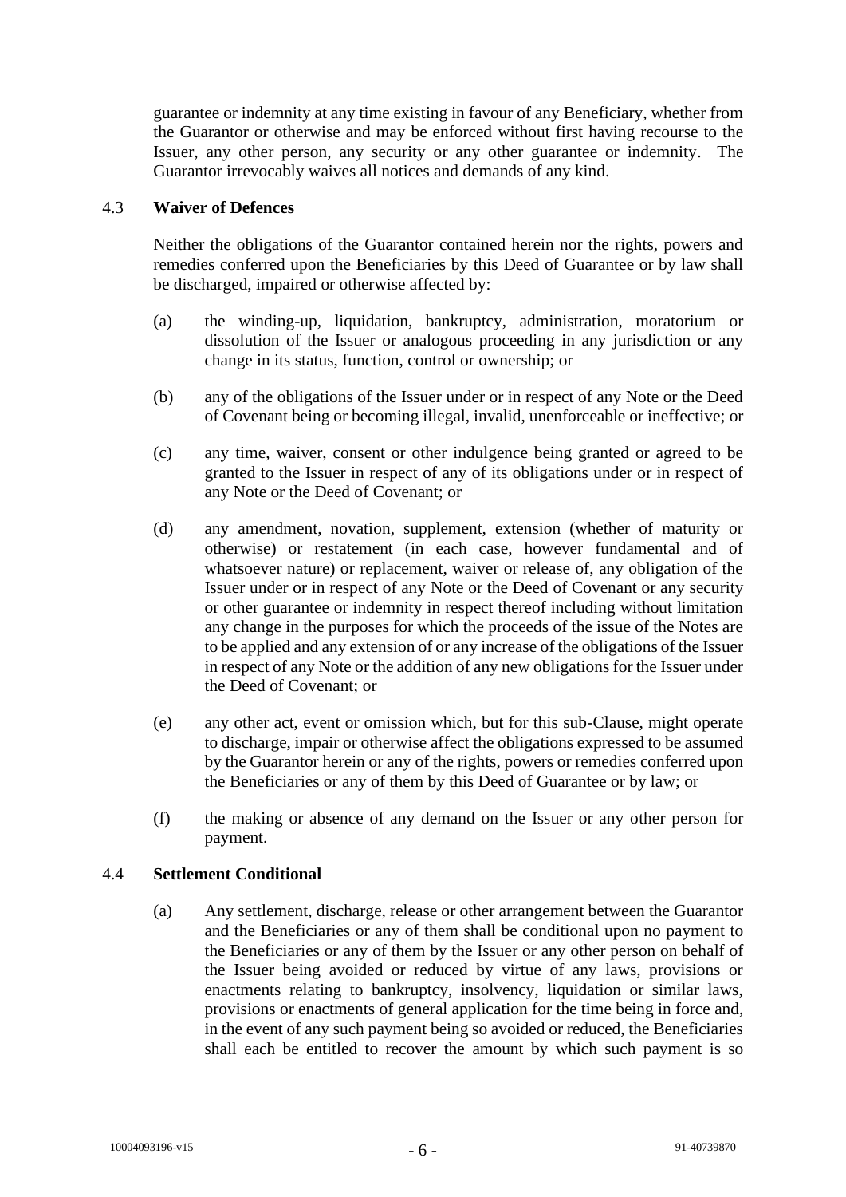guarantee or indemnity at any time existing in favour of any Beneficiary, whether from the Guarantor or otherwise and may be enforced without first having recourse to the Issuer, any other person, any security or any other guarantee or indemnity. The Guarantor irrevocably waives all notices and demands of any kind.

4.3 **Waiver of Defences**

Neither the obligations of the Guarantor contained herein nor the rights, powers and remedies conferred upon the Beneficiaries by this Deed of Guarantee or by law shall be discharged, impaired or otherwise affected by:

(a) the winding-up, liquidation, bankruptcy, administration, moratorium or dissolution of the Issuer or analogous proceeding in any jurisdiction or any change in its status, function, control or ownership; or

(b) any of the obligations of the Issuer under or in respect of any Note or the Deed of Covenant being or becoming illegal, invalid, unenforceable or ineffective; or

(c) any time, waiver, consent or other indulgence being granted or agreed to be granted to the Issuer in respect of any of its obligations under or in respect of any Note or the Deed of Covenant; or

(d) any amendment, novation, supplement, extension (whether of maturity or otherwise) or restatement (in each case, however fundamental and of whatsoever nature) or replacement, waiver or release of, any obligation of the Issuer under or in respect of any Note or the Deed of Covenant or any security or other guarantee or indemnity in respect thereof including without limitation any change in the purposes for which the proceeds of the issue of the Notes are to be applied and any extension of or any increase of the obligations of the Issuer in respect of any Note or the addition of any new obligations for the Issuer under the Deed of Covenant; or

(e) any other act, event or omission which, but for this sub-Clause, might operate to discharge, impair or otherwise affect the obligations expressed to be assumed by the Guarantor herein or any of the rights, powers or remedies conferred upon the Beneficiaries or any of them by this Deed of Guarantee or by law; or

(f) the making or absence of any demand on the Issuer or any other person for payment.

4.4 **Settlement Conditional**

(a) Any settlement, discharge, release or other arrangement between the Guarantor and the Beneficiaries or any of them shall be conditional upon no payment to the Beneficiaries or any of them by the Issuer or any other person on behalf of the Issuer being avoided or reduced by virtue of any laws, provisions or enactments relating to bankruptcy, insolvency, liquidation or similar laws, provisions or enactments of general application for the time being in force and, in the event of any such payment being so avoided or reduced, the Beneficiaries shall each be entitled to recover the amount by which such payment is so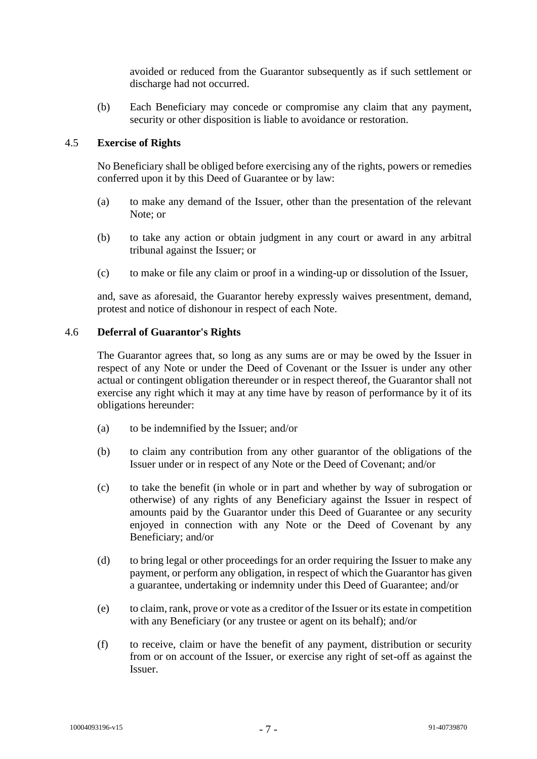avoided or reduced from the Guarantor subsequently as if such settlement or discharge had not occurred.

(b) Each Beneficiary may concede or compromise any claim that any payment, security or other disposition is liable to avoidance or restoration.

### 4.5 **Exercise of Rights**

No Beneficiary shall be obliged before exercising any of the rights, powers or remedies conferred upon it by this Deed of Guarantee or by law:

(a) to make any demand of the Issuer, other than the presentation of the relevant Note; or

(b) to take any action or obtain judgment in any court or award in any arbitral tribunal against the Issuer; or

(c) to make or file any claim or proof in a winding-up or dissolution of the Issuer,

and, save as aforesaid, the Guarantor hereby expressly waives presentment, demand, protest and notice of dishonour in respect of each Note.

### 4.6 **Deferral of Guarantor's Rights**

The Guarantor agrees that, so long as any sums are or may be owed by the Issuer in respect of any Note or under the Deed of Covenant or the Issuer is under any other actual or contingent obligation thereunder or in respect thereof, the Guarantor shall not exercise any right which it may at any time have by reason of performance by it of its obligations hereunder:

(a) to be indemnified by the Issuer; and/or

(b) to claim any contribution from any other guarantor of the obligations of the Issuer under or in respect of any Note or the Deed of Covenant; and/or

(c) to take the benefit (in whole or in part and whether by way of subrogation or otherwise) of any rights of any Beneficiary against the Issuer in respect of amounts paid by the Guarantor under this Deed of Guarantee or any security enjoyed in connection with any Note or the Deed of Covenant by any Beneficiary; and/or

(d) to bring legal or other proceedings for an order requiring the Issuer to make any payment, or perform any obligation, in respect of which the Guarantor has given a guarantee, undertaking or indemnity under this Deed of Guarantee; and/or

(e) to claim, rank, prove or vote as a creditor of the Issuer or its estate in competition with any Beneficiary (or any trustee or agent on its behalf); and/or

(f) to receive, claim or have the benefit of any payment, distribution or security from or on account of the Issuer, or exercise any right of set-off as against the Issuer.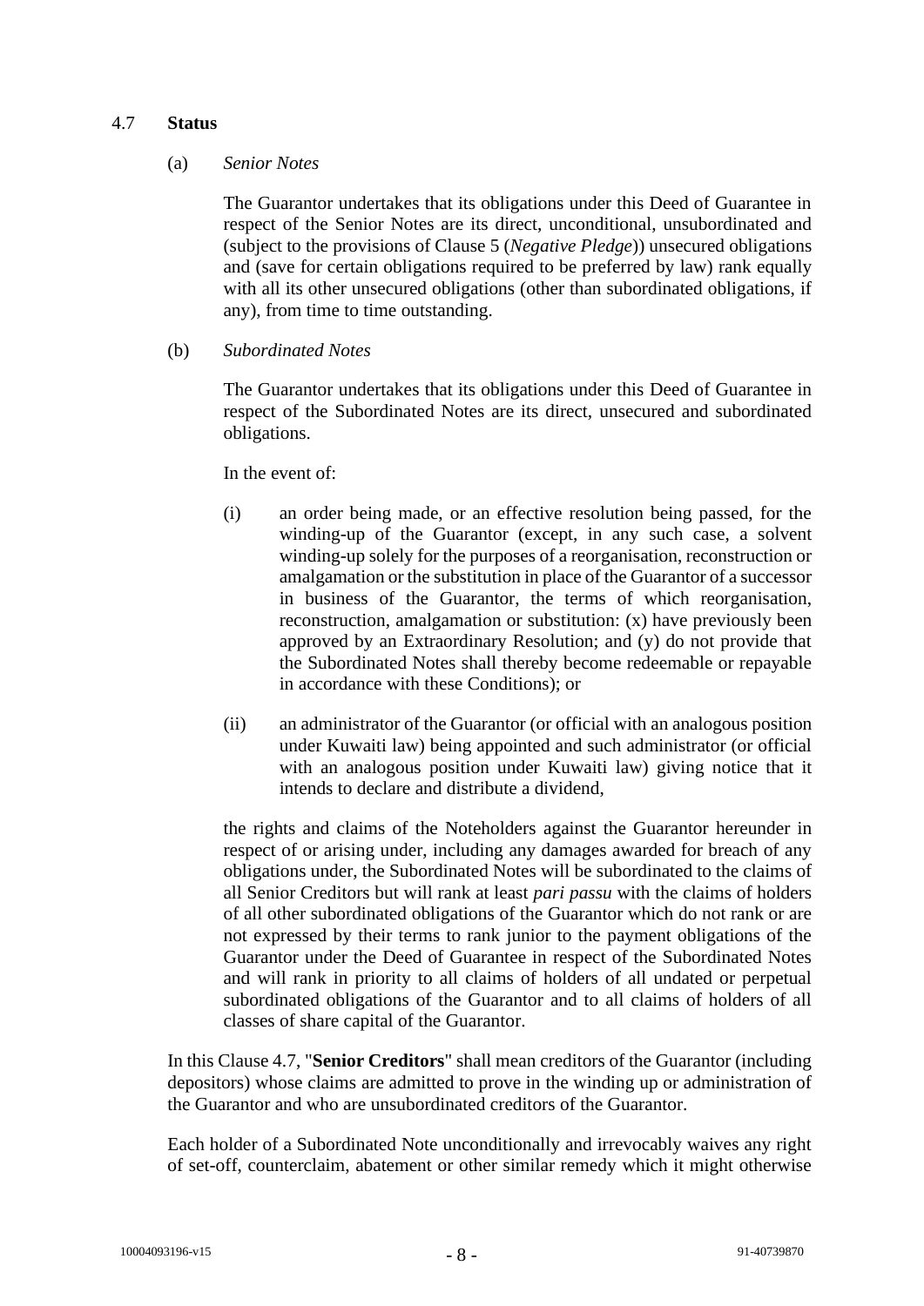4.7 **Status**

(a) *Senior Notes*

The Guarantor undertakes that its obligations under this Deed of Guarantee in respect of the Senior Notes are its direct, unconditional, unsubordinated and (subject to the provisions of Clause 5 (*Negative Pledge*)) unsecured obligations and (save for certain obligations required to be preferred by law) rank equally with all its other unsecured obligations (other than subordinated obligations, if any), from time to time outstanding.

(b) *Subordinated Notes*

The Guarantor undertakes that its obligations under this Deed of Guarantee in respect of the Subordinated Notes are its direct, unsecured and subordinated obligations.

In the event of:

(i) an order being made, or an effective resolution being passed, for the winding-up of the Guarantor (except, in any such case, a solvent winding-up solely for the purposes of a reorganisation, reconstruction or amalgamation or the substitution in place of the Guarantor of a successor in business of the Guarantor, the terms of which reorganisation, reconstruction, amalgamation or substitution: (x) have previously been approved by an Extraordinary Resolution; and (y) do not provide that the Subordinated Notes shall thereby become redeemable or repayable in accordance with these Conditions); or

(ii) an administrator of the Guarantor (or official with an analogous position under Kuwaiti law) being appointed and such administrator (or official with an analogous position under Kuwaiti law) giving notice that it intends to declare and distribute a dividend,

the rights and claims of the Noteholders against the Guarantor hereunder in respect of or arising under, including any damages awarded for breach of any obligations under, the Subordinated Notes will be subordinated to the claims of all Senior Creditors but will rank at least *pari passu* with the claims of holders of all other subordinated obligations of the Guarantor which do not rank or are not expressed by their terms to rank junior to the payment obligations of the Guarantor under the Deed of Guarantee in respect of the Subordinated Notes and will rank in priority to all claims of holders of all undated or perpetual subordinated obligations of the Guarantor and to all claims of holders of all classes of share capital of the Guarantor.

In this Clause 4.7, "**Senior Creditors**" shall mean creditors of the Guarantor (including depositors) whose claims are admitted to prove in the winding up or administration of the Guarantor and who are unsubordinated creditors of the Guarantor.

Each holder of a Subordinated Note unconditionally and irrevocably waives any right of set-off, counterclaim, abatement or other similar remedy which it might otherwise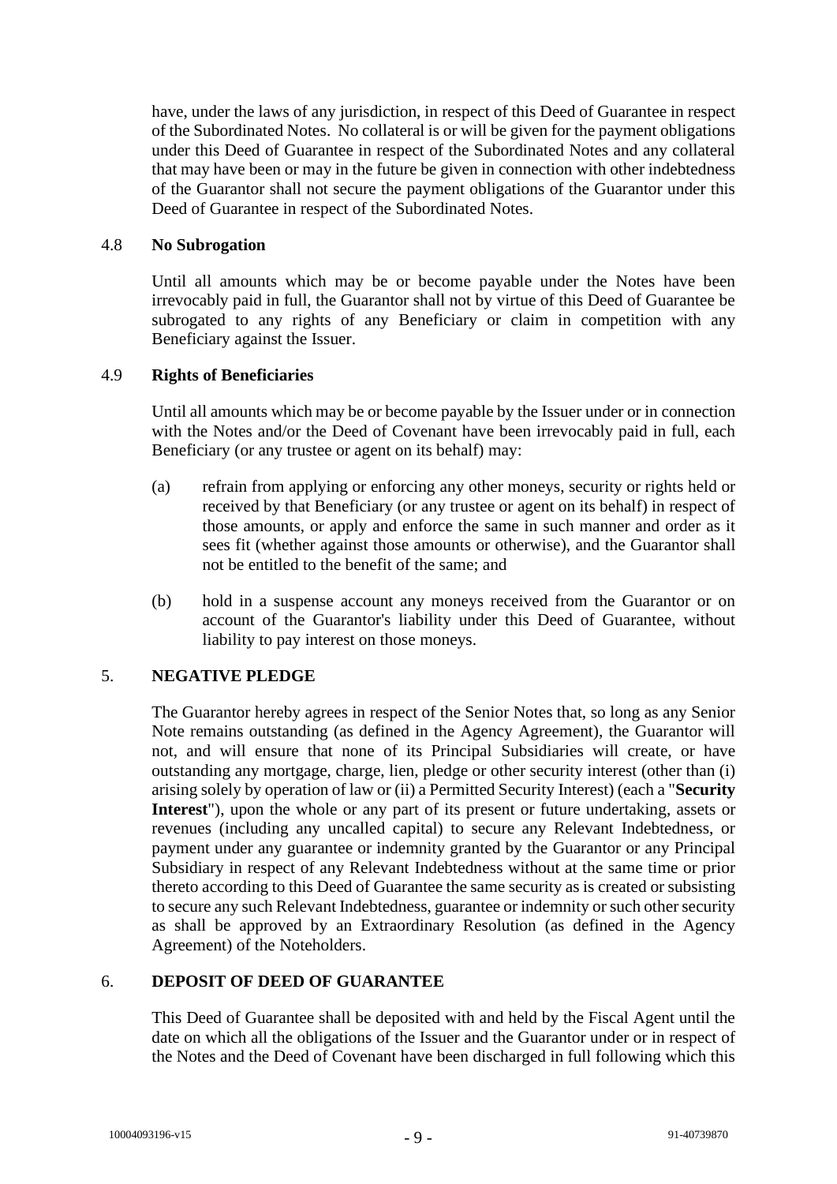have, under the laws of any jurisdiction, in respect of this Deed of Guarantee in respect of the Subordinated Notes. No collateral is or will be given for the payment obligations under this Deed of Guarantee in respect of the Subordinated Notes and any collateral that may have been or may in the future be given in connection with other indebtedness of the Guarantor shall not secure the payment obligations of the Guarantor under this Deed of Guarantee in respect of the Subordinated Notes.

### 4.8 No Subrogation

Until all amounts which may be or become payable under the Notes have been irrevocably paid in full, the Guarantor shall not by virtue of this Deed of Guarantee be subrogated to any rights of any Beneficiary or claim in competition with any Beneficiary against the Issuer.

### 4.9 Rights of Beneficiaries

Until all amounts which may be or become payable by the Issuer under or in connection with the Notes and/or the Deed of Covenant have been irrevocably paid in full, each Beneficiary (or any trustee or agent on its behalf) may:

(a) refrain from applying or enforcing any other moneys, security or rights held or received by that Beneficiary (or any trustee or agent on its behalf) in respect of those amounts, or apply and enforce the same in such manner and order as it sees fit (whether against those amounts or otherwise), and the Guarantor shall not be entitled to the benefit of the same; and

(b) hold in a suspense account any moneys received from the Guarantor or on account of the Guarantor's liability under this Deed of Guarantee, without liability to pay interest on those moneys.

## 5. NEGATIVE PLEDGE

The Guarantor hereby agrees in respect of the Senior Notes that, so long as any Senior Note remains outstanding (as defined in the Agency Agreement), the Guarantor will not, and will ensure that none of its Principal Subsidiaries will create, or have outstanding any mortgage, charge, lien, pledge or other security interest (other than (i) arising solely by operation of law or (ii) a Permitted Security Interest) (each a "**Security Interest**"), upon the whole or any part of its present or future undertaking, assets or revenues (including any uncalled capital) to secure any Relevant Indebtedness, or payment under any guarantee or indemnity granted by the Guarantor or any Principal Subsidiary in respect of any Relevant Indebtedness without at the same time or prior thereto according to this Deed of Guarantee the same security as is created or subsisting to secure any such Relevant Indebtedness, guarantee or indemnity or such other security as shall be approved by an Extraordinary Resolution (as defined in the Agency Agreement) of the Noteholders.

## 6. DEPOSIT OF DEED OF GUARANTEE

This Deed of Guarantee shall be deposited with and held by the Fiscal Agent until the date on which all the obligations of the Issuer and the Guarantor under or in respect of the Notes and the Deed of Covenant have been discharged in full following which this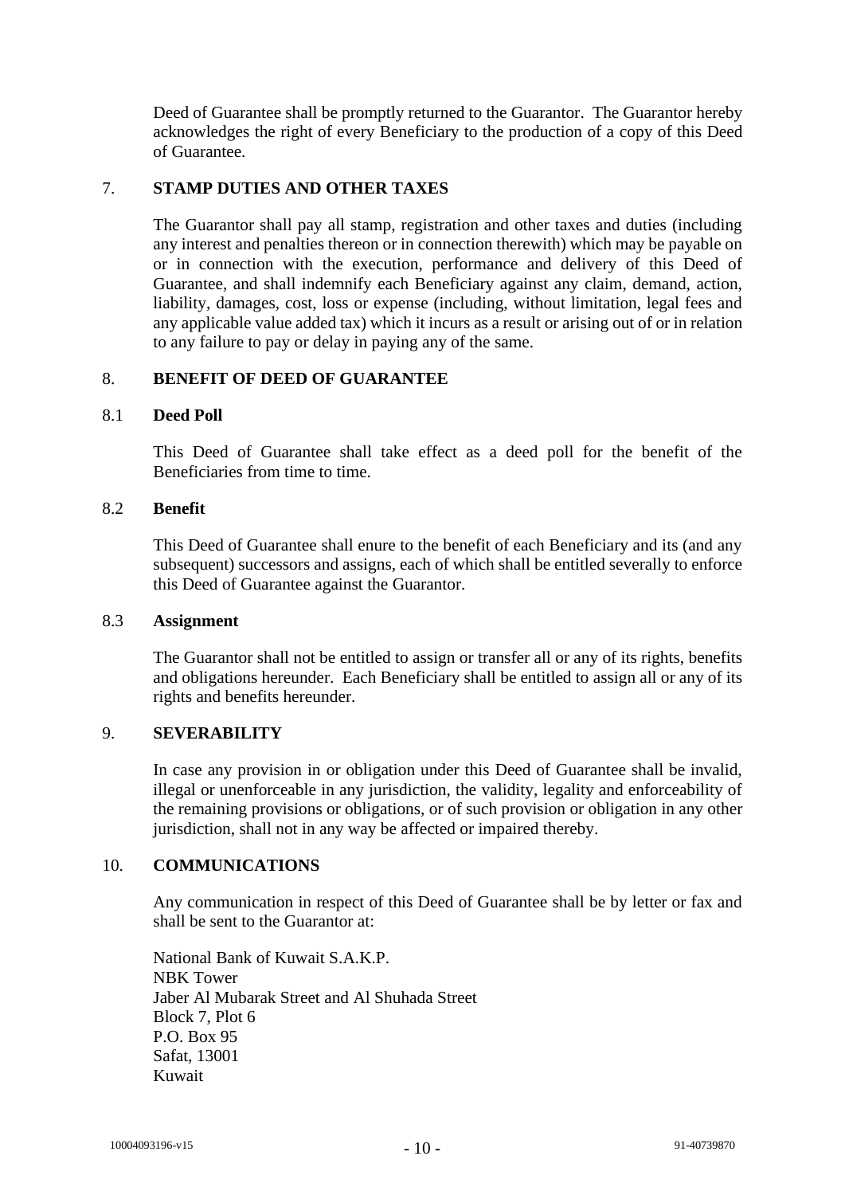Deed of Guarantee shall be promptly returned to the Guarantor. The Guarantor hereby acknowledges the right of every Beneficiary to the production of a copy of this Deed of Guarantee.

## 7. STAMP DUTIES AND OTHER TAXES

The Guarantor shall pay all stamp, registration and other taxes and duties (including any interest and penalties thereon or in connection therewith) which may be payable on or in connection with the execution, performance and delivery of this Deed of Guarantee, and shall indemnify each Beneficiary against any claim, demand, action, liability, damages, cost, loss or expense (including, without limitation, legal fees and any applicable value added tax) which it incurs as a result or arising out of or in relation to any failure to pay or delay in paying any of the same.

## 8. BENEFIT OF DEED OF GUARANTEE

### 8.1 Deed Poll

This Deed of Guarantee shall take effect as a deed poll for the benefit of the Beneficiaries from time to time.

### 8.2 Benefit

This Deed of Guarantee shall enure to the benefit of each Beneficiary and its (and any subsequent) successors and assigns, each of which shall be entitled severally to enforce this Deed of Guarantee against the Guarantor.

### 8.3 Assignment

The Guarantor shall not be entitled to assign or transfer all or any of its rights, benefits and obligations hereunder. Each Beneficiary shall be entitled to assign all or any of its rights and benefits hereunder.

## 9. SEVERABILITY

In case any provision in or obligation under this Deed of Guarantee shall be invalid, illegal or unenforceable in any jurisdiction, the validity, legality and enforceability of the remaining provisions or obligations, or of such provision or obligation in any other jurisdiction, shall not in any way be affected or impaired thereby.

## 10. COMMUNICATIONS

Any communication in respect of this Deed of Guarantee shall be by letter or fax and shall be sent to the Guarantor at:

National Bank of Kuwait S.A.K.P.
NBK Tower
Jaber Al Mubarak Street and Al Shuhada Street
Block 7, Plot 6
P.O. Box 95
Safat, 13001
Kuwait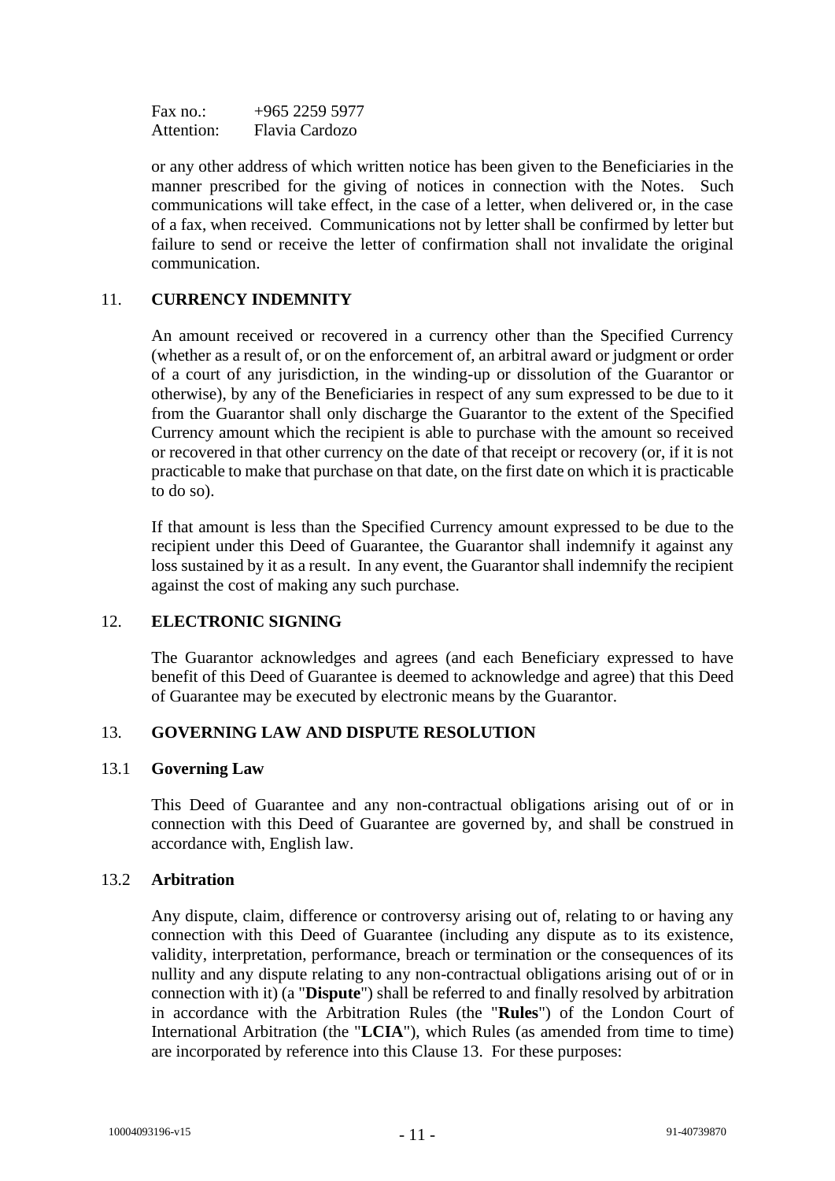Fax no.: +965 2259 5977
Attention: Flavia Cardozo

or any other address of which written notice has been given to the Beneficiaries in the manner prescribed for the giving of notices in connection with the Notes. Such communications will take effect, in the case of a letter, when delivered or, in the case of a fax, when received. Communications not by letter shall be confirmed by letter but failure to send or receive the letter of confirmation shall not invalidate the original communication.

## 11. CURRENCY INDEMNITY

An amount received or recovered in a currency other than the Specified Currency (whether as a result of, or on the enforcement of, an arbitral award or judgment or order of a court of any jurisdiction, in the winding-up or dissolution of the Guarantor or otherwise), by any of the Beneficiaries in respect of any sum expressed to be due to it from the Guarantor shall only discharge the Guarantor to the extent of the Specified Currency amount which the recipient is able to purchase with the amount so received or recovered in that other currency on the date of that receipt or recovery (or, if it is not practicable to make that purchase on that date, on the first date on which it is practicable to do so).

If that amount is less than the Specified Currency amount expressed to be due to the recipient under this Deed of Guarantee, the Guarantor shall indemnify it against any loss sustained by it as a result. In any event, the Guarantor shall indemnify the recipient against the cost of making any such purchase.

## 12. ELECTRONIC SIGNING

The Guarantor acknowledges and agrees (and each Beneficiary expressed to have benefit of this Deed of Guarantee is deemed to acknowledge and agree) that this Deed of Guarantee may be executed by electronic means by the Guarantor.

## 13. GOVERNING LAW AND DISPUTE RESOLUTION

### 13.1 Governing Law

This Deed of Guarantee and any non-contractual obligations arising out of or in connection with this Deed of Guarantee are governed by, and shall be construed in accordance with, English law.

### 13.2 Arbitration

Any dispute, claim, difference or controversy arising out of, relating to or having any connection with this Deed of Guarantee (including any dispute as to its existence, validity, interpretation, performance, breach or termination or the consequences of its nullity and any dispute relating to any non-contractual obligations arising out of or in connection with it) (a "**Dispute**") shall be referred to and finally resolved by arbitration in accordance with the Arbitration Rules (the "**Rules**") of the London Court of International Arbitration (the "**LCIA**"), which Rules (as amended from time to time) are incorporated by reference into this Clause 13. For these purposes: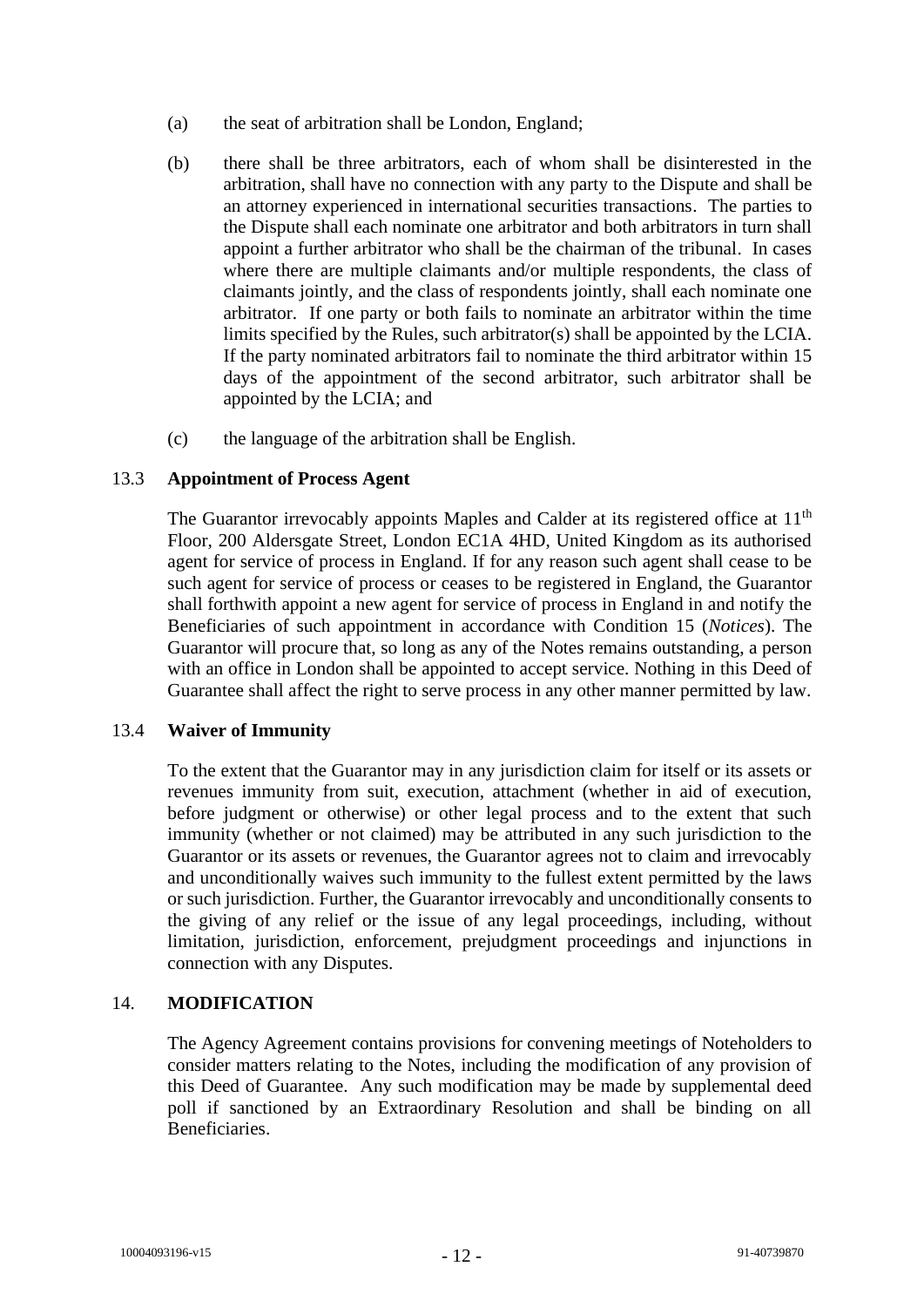(a) the seat of arbitration shall be London, England;

(b) there shall be three arbitrators, each of whom shall be disinterested in the arbitration, shall have no connection with any party to the Dispute and shall be an attorney experienced in international securities transactions. The parties to the Dispute shall each nominate one arbitrator and both arbitrators in turn shall appoint a further arbitrator who shall be the chairman of the tribunal. In cases where there are multiple claimants and/or multiple respondents, the class of claimants jointly, and the class of respondents jointly, shall each nominate one arbitrator. If one party or both fails to nominate an arbitrator within the time limits specified by the Rules, such arbitrator(s) shall be appointed by the LCIA. If the party nominated arbitrators fail to nominate the third arbitrator within 15 days of the appointment of the second arbitrator, such arbitrator shall be appointed by the LCIA; and

(c) the language of the arbitration shall be English.

## 13.3 Appointment of Process Agent

The Guarantor irrevocably appoints Maples and Calder at its registered office at 11th Floor, 200 Aldersgate Street, London EC1A 4HD, United Kingdom as its authorised agent for service of process in England. If for any reason such agent shall cease to be such agent for service of process or ceases to be registered in England, the Guarantor shall forthwith appoint a new agent for service of process in England in and notify the Beneficiaries of such appointment in accordance with Condition 15 (*Notices*). The Guarantor will procure that, so long as any of the Notes remains outstanding, a person with an office in London shall be appointed to accept service. Nothing in this Deed of Guarantee shall affect the right to serve process in any other manner permitted by law.

## 13.4 Waiver of Immunity

To the extent that the Guarantor may in any jurisdiction claim for itself or its assets or revenues immunity from suit, execution, attachment (whether in aid of execution, before judgment or otherwise) or other legal process and to the extent that such immunity (whether or not claimed) may be attributed in any such jurisdiction to the Guarantor or its assets or revenues, the Guarantor agrees not to claim and irrevocably and unconditionally waives such immunity to the fullest extent permitted by the laws or such jurisdiction. Further, the Guarantor irrevocably and unconditionally consents to the giving of any relief or the issue of any legal proceedings, including, without limitation, jurisdiction, enforcement, prejudgment proceedings and injunctions in connection with any Disputes.

## 14. MODIFICATION

The Agency Agreement contains provisions for convening meetings of Noteholders to consider matters relating to the Notes, including the modification of any provision of this Deed of Guarantee. Any such modification may be made by supplemental deed poll if sanctioned by an Extraordinary Resolution and shall be binding on all Beneficiaries.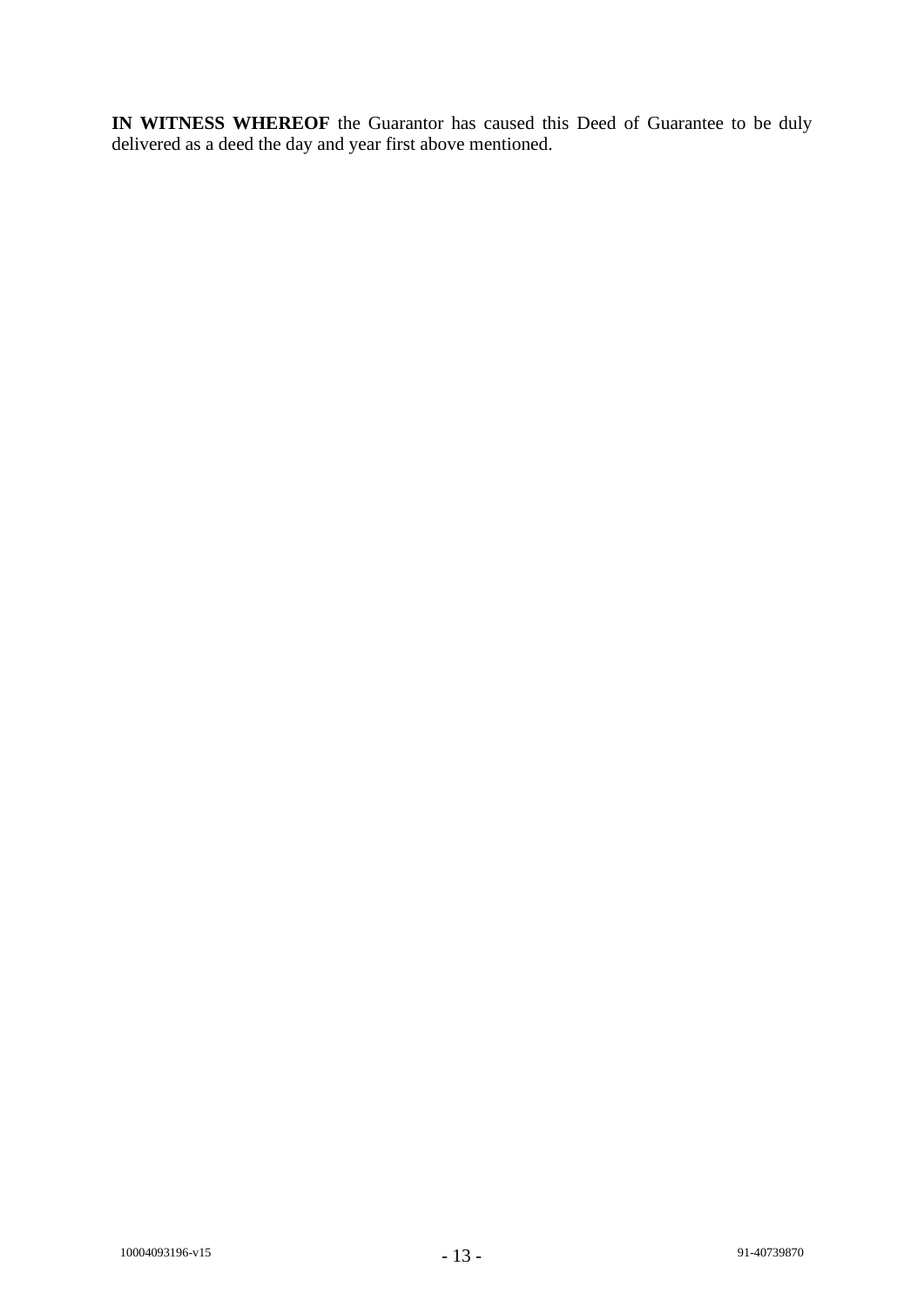**IN WITNESS WHEREOF** the Guarantor has caused this Deed of Guarantee to be duly delivered as a deed the day and year first above mentioned.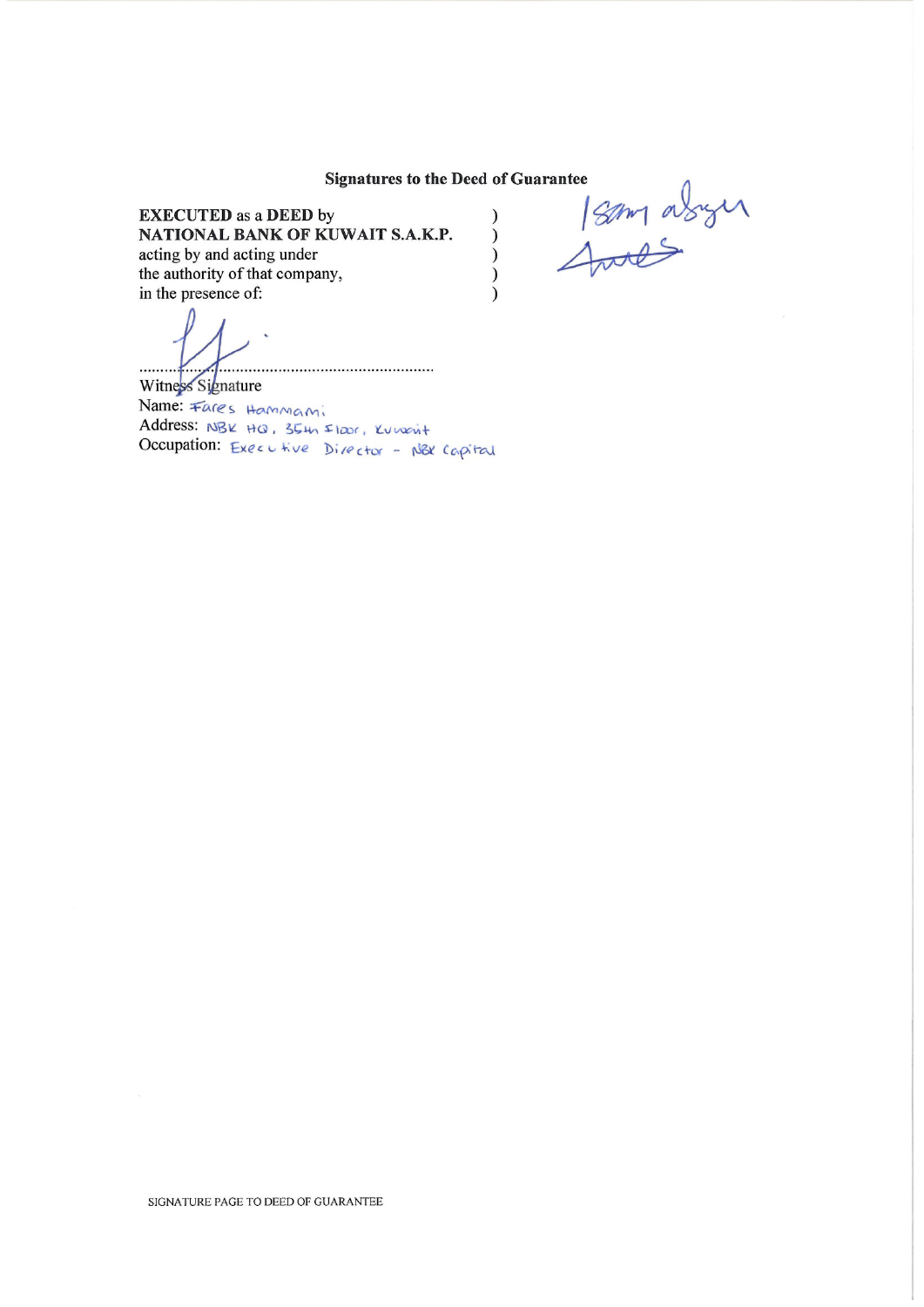**Signatures to the Deed of Guarantee**

**EXECUTED** as a **DEED** by )
**NATIONAL BANK OF KUWAIT S.A.K.P.** )
acting by and acting under )
the authority of that company, )
in the presence of: )

Isam al-Sager

..........................................................................
Witness Signature
Name: Fares Hammami
Address: NBK HQ, 35th Floor, Kuwait
Occupation: Executive Director - NBK Capital

SIGNATURE PAGE TO DEED OF GUARANTEE